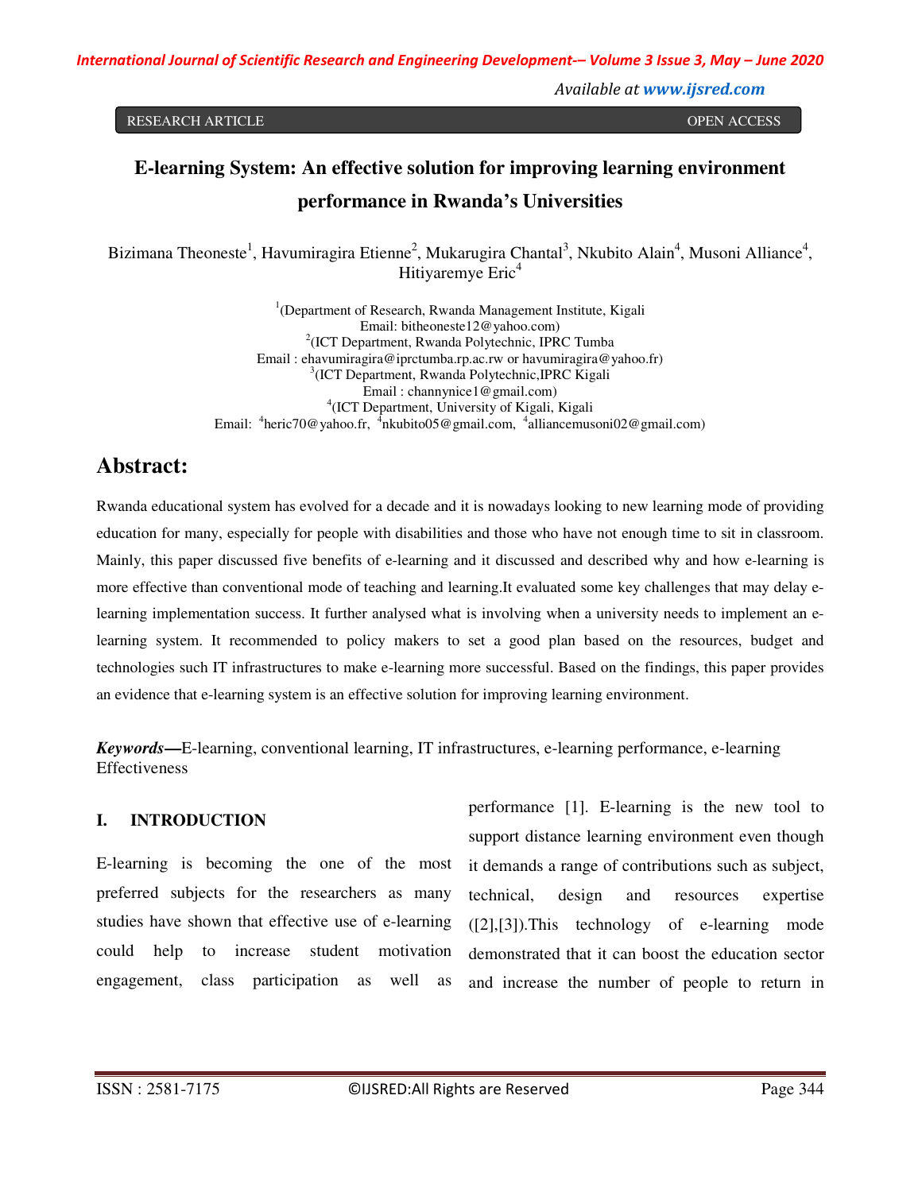RESEARCH ARTICLE OPEN ACCESS

# E-learning System: An effective solution for improving learning environment performance in Rwanda's Universities

Bizimana Theoneste[1], Havumiragira Etienne[2], Mukarugira Chantal[3], Nkubito Alain[4], Musoni Alliance[4], Hitiyaremye Eric[4]

[1](Department of Research, Rwanda Management Institute, Kigali
Email: bitheoneste12@yahoo.com)
[2](ICT Department, Rwanda Polytechnic, IPRC Tumba
Email : ehavumiragira@iprctumba.rp.ac.rw or havumiragira@yahoo.fr)
[3](ICT Department, Rwanda Polytechnic,IPRC Kigali
Email : channynice1@gmail.com)
[4](ICT Department, University of Kigali, Kigali
Email: [4]heric70@yahoo.fr, [4]nkubito05@gmail.com, [4]alliancemusoni02@gmail.com)

## Abstract:

Rwanda educational system has evolved for a decade and it is nowadays looking to new learning mode of providing education for many, especially for people with disabilities and those who have not enough time to sit in classroom. Mainly, this paper discussed five benefits of e-learning and it discussed and described why and how e-learning is more effective than conventional mode of teaching and learning.It evaluated some key challenges that may delay e-learning implementation success. It further analysed what is involving when a university needs to implement an e-learning system. It recommended to policy makers to set a good plan based on the resources, budget and technologies such IT infrastructures to make e-learning more successful. Based on the findings, this paper provides an evidence that e-learning system is an effective solution for improving learning environment.

***Keywords*—**E-learning, conventional learning, IT infrastructures, e-learning performance, e-learning Effectiveness

## I. INTRODUCTION

E-learning is becoming the one of the most preferred subjects for the researchers as many studies have shown that effective use of e-learning could help to increase student motivation engagement, class participation as well as performance [1]. E-learning is the new tool to support distance learning environment even though it demands a range of contributions such as subject, technical, design and resources expertise ([2],[3]).This technology of e-learning mode demonstrated that it can boost the education sector and increase the number of people to return in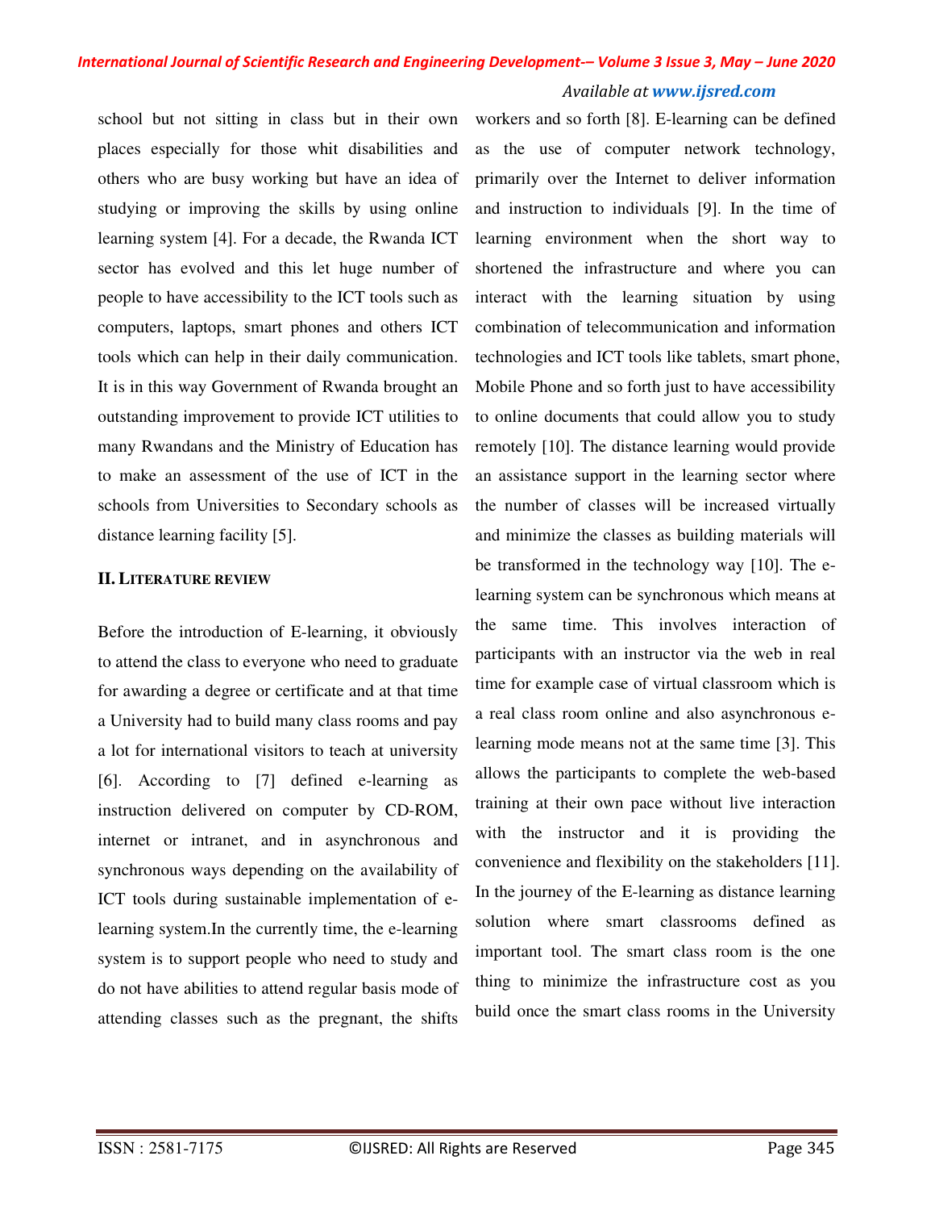school but not sitting in class but in their own places especially for those whit disabilities and others who are busy working but have an idea of studying or improving the skills by using online learning system [4]. For a decade, the Rwanda ICT sector has evolved and this let huge number of people to have accessibility to the ICT tools such as computers, laptops, smart phones and others ICT tools which can help in their daily communication. It is in this way Government of Rwanda brought an outstanding improvement to provide ICT utilities to many Rwandans and the Ministry of Education has to make an assessment of the use of ICT in the schools from Universities to Secondary schools as distance learning facility [5].

## II. LITERATURE REVIEW

Before the introduction of E-learning, it obviously to attend the class to everyone who need to graduate for awarding a degree or certificate and at that time a University had to build many class rooms and pay a lot for international visitors to teach at university [6]. According to [7] defined e-learning as instruction delivered on computer by CD-ROM, internet or intranet, and in asynchronous and synchronous ways depending on the availability of ICT tools during sustainable implementation of e-learning system.In the currently time, the e-learning system is to support people who need to study and do not have abilities to attend regular basis mode of attending classes such as the pregnant, the shifts workers and so forth [8]. E-learning can be defined as the use of computer network technology, primarily over the Internet to deliver information and instruction to individuals [9]. In the time of learning environment when the short way to shortened the infrastructure and where you can interact with the learning situation by using combination of telecommunication and information technologies and ICT tools like tablets, smart phone, Mobile Phone and so forth just to have accessibility to online documents that could allow you to study remotely [10]. The distance learning would provide an assistance support in the learning sector where the number of classes will be increased virtually and minimize the classes as building materials will be transformed in the technology way [10]. The e-learning system can be synchronous which means at the same time. This involves interaction of participants with an instructor via the web in real time for example case of virtual classroom which is a real class room online and also asynchronous e-learning mode means not at the same time [3]. This allows the participants to complete the web-based training at their own pace without live interaction with the instructor and it is providing the convenience and flexibility on the stakeholders [11]. In the journey of the E-learning as distance learning solution where smart classrooms defined as important tool. The smart class room is the one thing to minimize the infrastructure cost as you build once the smart class rooms in the University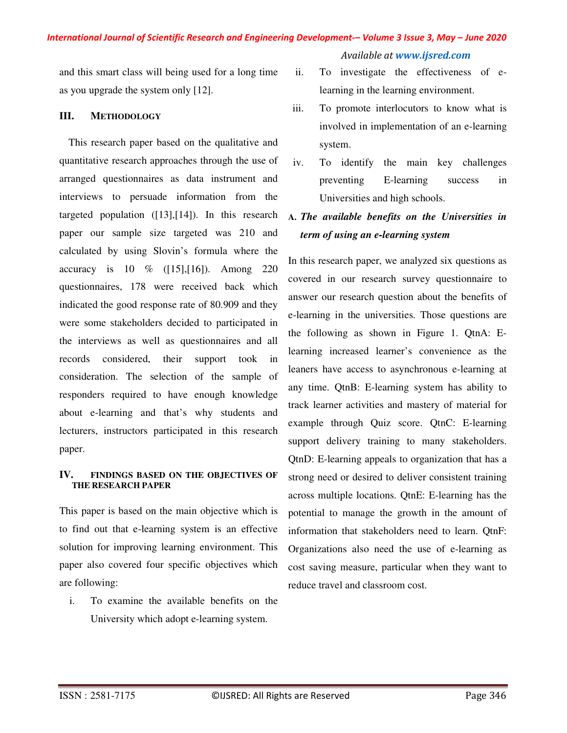and this smart class will being used for a long time as you upgrade the system only [12].

## III. METHODOLOGY

This research paper based on the qualitative and quantitative research approaches through the use of arranged questionnaires as data instrument and interviews to persuade information from the targeted population ([13],[14]). In this research paper our sample size targeted was 210 and calculated by using Slovin's formula where the accuracy is 10 % ([15],[16]). Among 220 questionnaires, 178 were received back which indicated the good response rate of 80.909 and they were some stakeholders decided to participated in the interviews as well as questionnaires and all records considered, their support took in consideration. The selection of the sample of responders required to have enough knowledge about e-learning and that's why students and lecturers, instructors participated in this research paper.

## IV. FINDINGS BASED ON THE OBJECTIVES OF THE RESEARCH PAPER

This paper is based on the main objective which is to find out that e-learning system is an effective solution for improving learning environment. This paper also covered four specific objectives which are following:

i. To examine the available benefits on the University which adopt e-learning system.

ii. To investigate the effectiveness of e-learning in the learning environment.

iii. To promote interlocutors to know what is involved in implementation of an e-learning system.

iv. To identify the main key challenges preventing E-learning success in Universities and high schools.

### A. *The available benefits on the Universities in term of using an e-learning system*

In this research paper, we analyzed six questions as covered in our research survey questionnaire to answer our research question about the benefits of e-learning in the universities. Those questions are the following as shown in Figure 1. QtnA: E-learning increased learner's convenience as the leaners have access to asynchronous e-learning at any time. QtnB: E-learning system has ability to track learner activities and mastery of material for example through Quiz score. QtnC: E-learning support delivery training to many stakeholders. QtnD: E-learning appeals to organization that has a strong need or desired to deliver consistent training across multiple locations. QtnE: E-learning has the potential to manage the growth in the amount of information that stakeholders need to learn. QtnF: Organizations also need the use of e-learning as cost saving measure, particular when they want to reduce travel and classroom cost.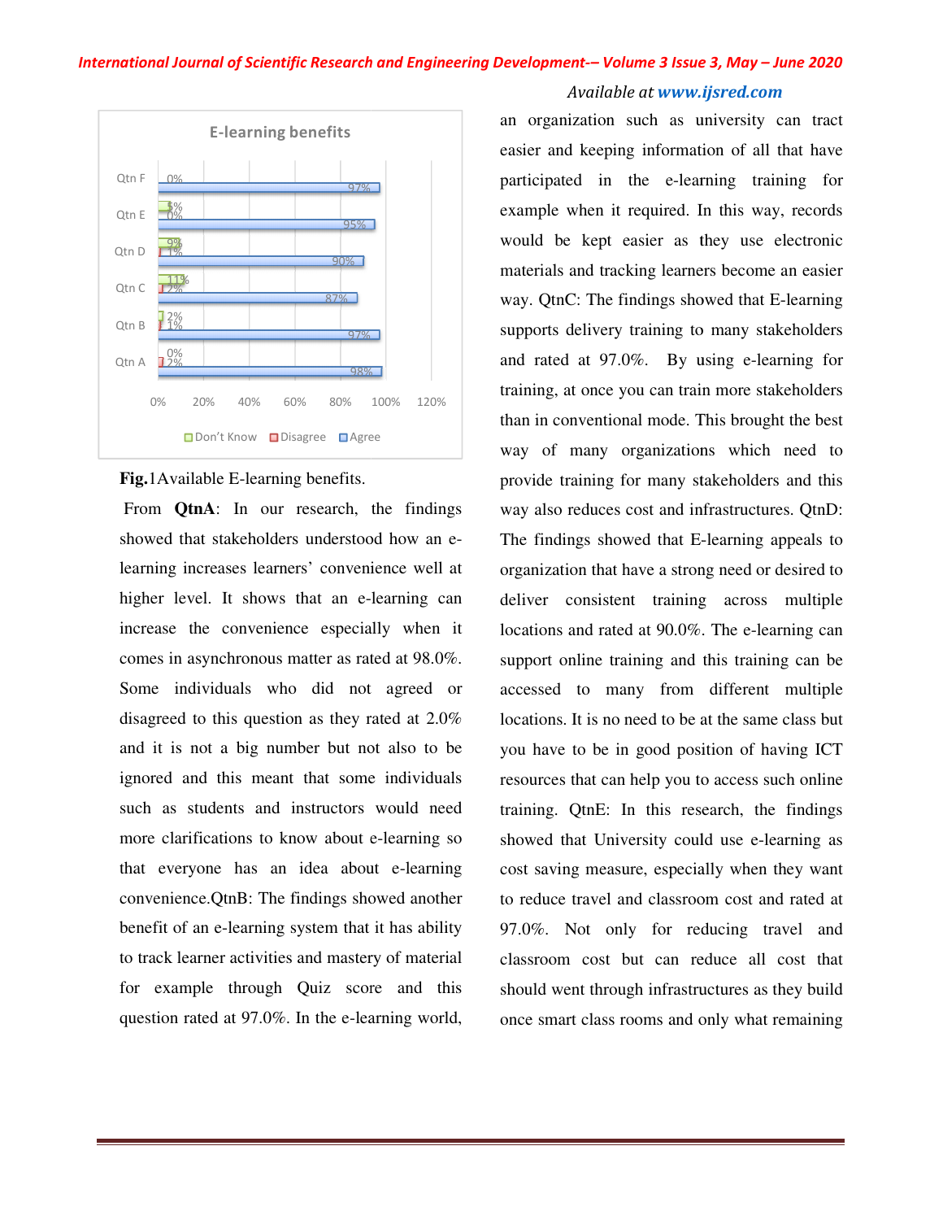Fig.1Available E-learning benefits.

From **QtnA**: In our research, the findings showed that stakeholders understood how an e-learning increases learners' convenience well at higher level. It shows that an e-learning can increase the convenience especially when it comes in asynchronous matter as rated at 98.0%. Some individuals who did not agreed or disagreed to this question as they rated at 2.0% and it is not a big number but not also to be ignored and this meant that some individuals such as students and instructors would need more clarifications to know about e-learning so that everyone has an idea about e-learning convenience.QtnB: The findings showed another benefit of an e-learning system that it has ability to track learner activities and mastery of material for example through Quiz score and this question rated at 97.0%. In the e-learning world, an organization such as university can tract easier and keeping information of all that have participated in the e-learning training for example when it required. In this way, records would be kept easier as they use electronic materials and tracking learners become an easier way. QtnC: The findings showed that E-learning supports delivery training to many stakeholders and rated at 97.0%. By using e-learning for training, at once you can train more stakeholders than in conventional mode. This brought the best way of many organizations which need to provide training for many stakeholders and this way also reduces cost and infrastructures. QtnD: The findings showed that E-learning appeals to organization that have a strong need or desired to deliver consistent training across multiple locations and rated at 90.0%. The e-learning can support online training and this training can be accessed to many from different multiple locations. It is no need to be at the same class but you have to be in good position of having ICT resources that can help you to access such online training. QtnE: In this research, the findings showed that University could use e-learning as cost saving measure, especially when they want to reduce travel and classroom cost and rated at 97.0%. Not only for reducing travel and classroom cost but can reduce all cost that should went through infrastructures as they build once smart class rooms and only what remaining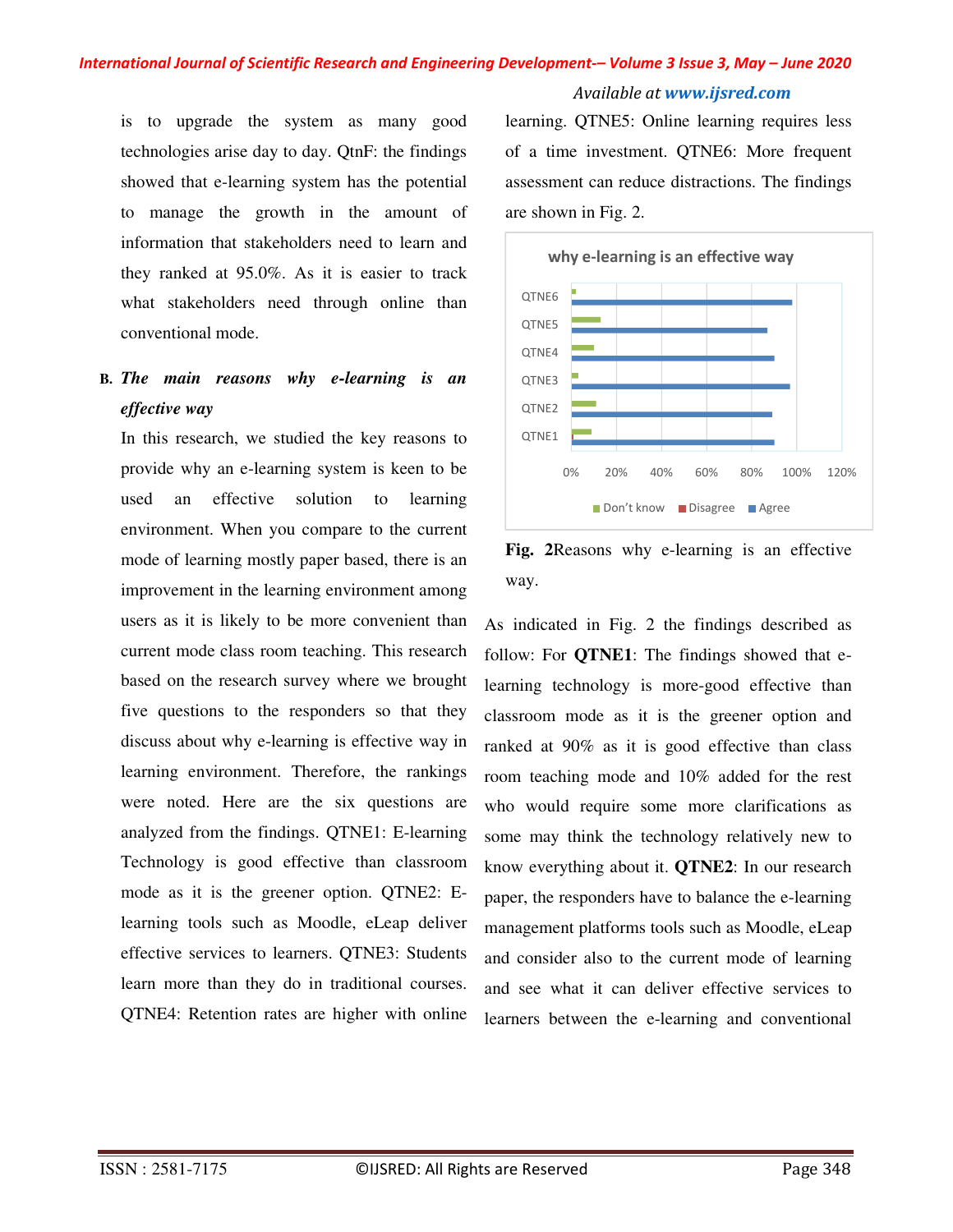is to upgrade the system as many good technologies arise day to day. QtnF: the findings showed that e-learning system has the potential to manage the growth in the amount of information that stakeholders need to learn and they ranked at 95.0%. As it is easier to track what stakeholders need through online than conventional mode.

### B. *The main reasons why e-learning is an effective way*

In this research, we studied the key reasons to provide why an e-learning system is keen to be used an effective solution to learning environment. When you compare to the current mode of learning mostly paper based, there is an improvement in the learning environment among users as it is likely to be more convenient than current mode class room teaching. This research based on the research survey where we brought five questions to the responders so that they discuss about why e-learning is effective way in learning environment. Therefore, the rankings were noted. Here are the six questions are analyzed from the findings. QTNE1: E-learning Technology is good effective than classroom mode as it is the greener option. QTNE2: E-learning tools such as Moodle, eLeap deliver effective services to learners. QTNE3: Students learn more than they do in traditional courses. QTNE4: Retention rates are higher with online learning. QTNE5: Online learning requires less of a time investment. QTNE6: More frequent assessment can reduce distractions. The findings are shown in Fig. 2.

**Fig. 2**Reasons why e-learning is an effective way.

As indicated in Fig. 2 the findings described as follow: For **QTNE1**: The findings showed that e-learning technology is more-good effective than classroom mode as it is the greener option and ranked at 90% as it is good effective than class room teaching mode and 10% added for the rest who would require some more clarifications as some may think the technology relatively new to know everything about it. **QTNE2**: In our research paper, the responders have to balance the e-learning management platforms tools such as Moodle, eLeap and consider also to the current mode of learning and see what it can deliver effective services to learners between the e-learning and conventional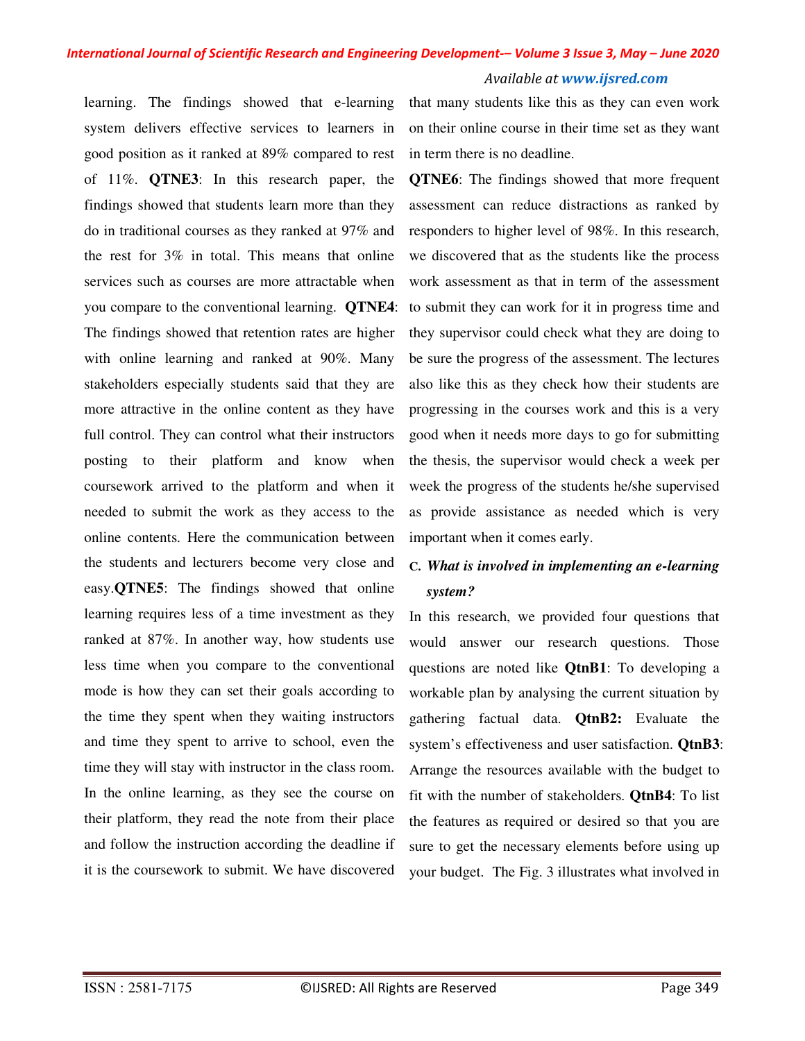learning. The findings showed that e-learning system delivers effective services to learners in good position as it ranked at 89% compared to rest of 11%. **QTNE3**: In this research paper, the findings showed that students learn more than they do in traditional courses as they ranked at 97% and the rest for 3% in total. This means that online services such as courses are more attractable when you compare to the conventional learning. **QTNE4**: The findings showed that retention rates are higher with online learning and ranked at 90%. Many stakeholders especially students said that they are more attractive in the online content as they have full control. They can control what their instructors posting to their platform and know when coursework arrived to the platform and when it needed to submit the work as they access to the online contents. Here the communication between the students and lecturers become very close and easy.**QTNE5**: The findings showed that online learning requires less of a time investment as they ranked at 87%. In another way, how students use less time when you compare to the conventional mode is how they can set their goals according to the time they spent when they waiting instructors and time they spent to arrive to school, even the time they will stay with instructor in the class room. In the online learning, as they see the course on their platform, they read the note from their place and follow the instruction according the deadline if it is the coursework to submit. We have discovered that many students like this as they can even work on their online course in their time set as they want in term there is no deadline.

**QTNE6**: The findings showed that more frequent assessment can reduce distractions as ranked by responders to higher level of 98%. In this research, we discovered that as the students like the process work assessment as that in term of the assessment to submit they can work for it in progress time and they supervisor could check what they are doing to be sure the progress of the assessment. The lectures also like this as they check how their students are progressing in the courses work and this is a very good when it needs more days to go for submitting the thesis, the supervisor would check a week per week the progress of the students he/she supervised as provide assistance as needed which is very important when it comes early.

### C. *What is involved in implementing an e-learning system?*

In this research, we provided four questions that would answer our research questions. Those questions are noted like **QtnB1**: To developing a workable plan by analysing the current situation by gathering factual data. **QtnB2:** Evaluate the system's effectiveness and user satisfaction. **QtnB3**: Arrange the resources available with the budget to fit with the number of stakeholders. **QtnB4**: To list the features as required or desired so that you are sure to get the necessary elements before using up your budget. The Fig. 3 illustrates what involved in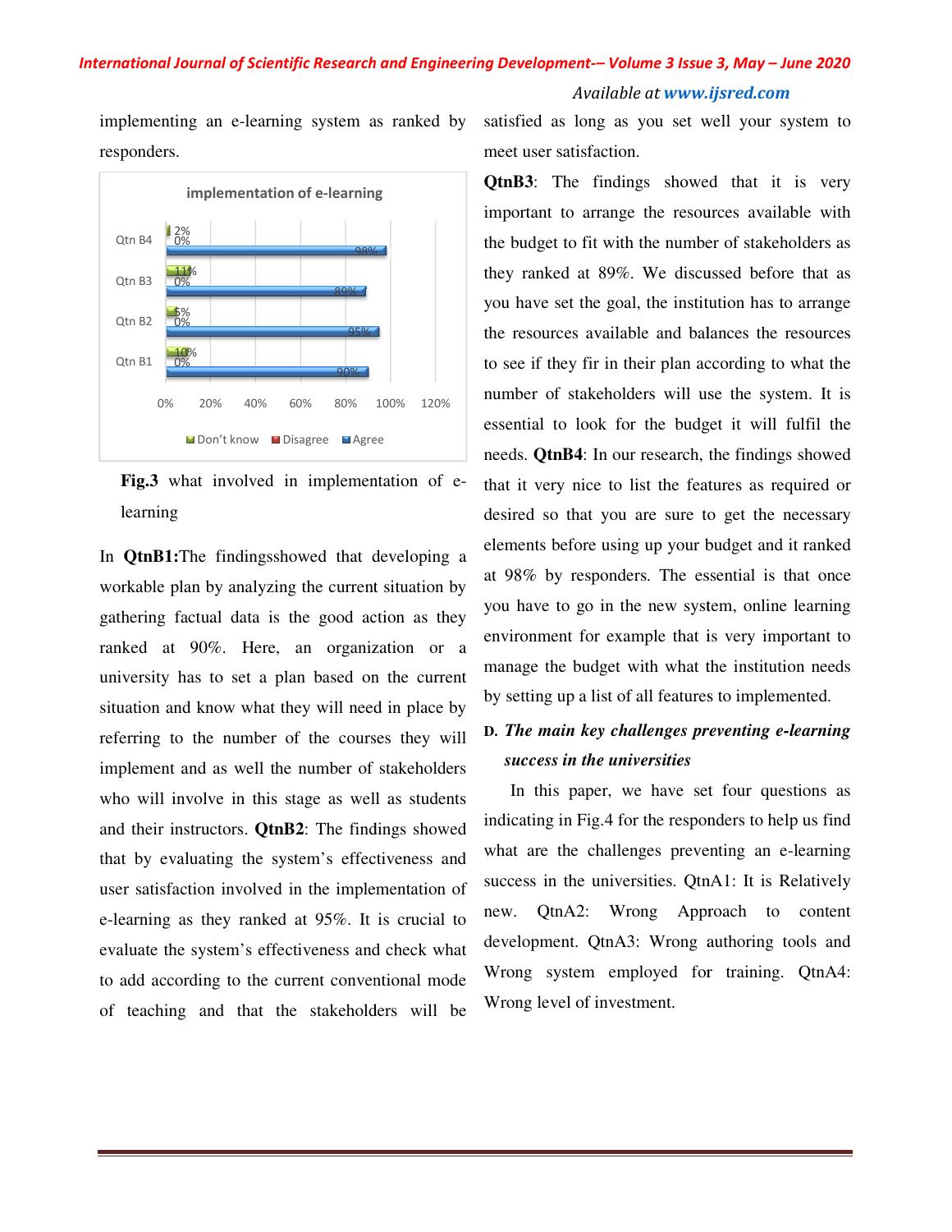implementing an e-learning system as ranked by responders.

**Fig.3** what involved in implementation of e-learning

In **QtnB1:**The findingsshowed that developing a workable plan by analyzing the current situation by gathering factual data is the good action as they ranked at 90%. Here, an organization or a university has to set a plan based on the current situation and know what they will need in place by referring to the number of the courses they will implement and as well the number of stakeholders who will involve in this stage as well as students and their instructors. **QtnB2**: The findings showed that by evaluating the system's effectiveness and user satisfaction involved in the implementation of e-learning as they ranked at 95%. It is crucial to evaluate the system's effectiveness and check what to add according to the current conventional mode of teaching and that the stakeholders will be satisfied as long as you set well your system to meet user satisfaction.

**QtnB3**: The findings showed that it is very important to arrange the resources available with the budget to fit with the number of stakeholders as they ranked at 89%. We discussed before that as you have set the goal, the institution has to arrange the resources available and balances the resources to see if they fir in their plan according to what the number of stakeholders will use the system. It is essential to look for the budget it will fulfil the needs. **QtnB4**: In our research, the findings showed that it very nice to list the features as required or desired so that you are sure to get the necessary elements before using up your budget and it ranked at 98% by responders. The essential is that once you have to go in the new system, online learning environment for example that is very important to manage the budget with what the institution needs by setting up a list of all features to implemented.

### D. *The main key challenges preventing e-learning success in the universities*

In this paper, we have set four questions as indicating in Fig.4 for the responders to help us find what are the challenges preventing an e-learning success in the universities. QtnA1: It is Relatively new. QtnA2: Wrong Approach to content development. QtnA3: Wrong authoring tools and Wrong system employed for training. QtnA4: Wrong level of investment.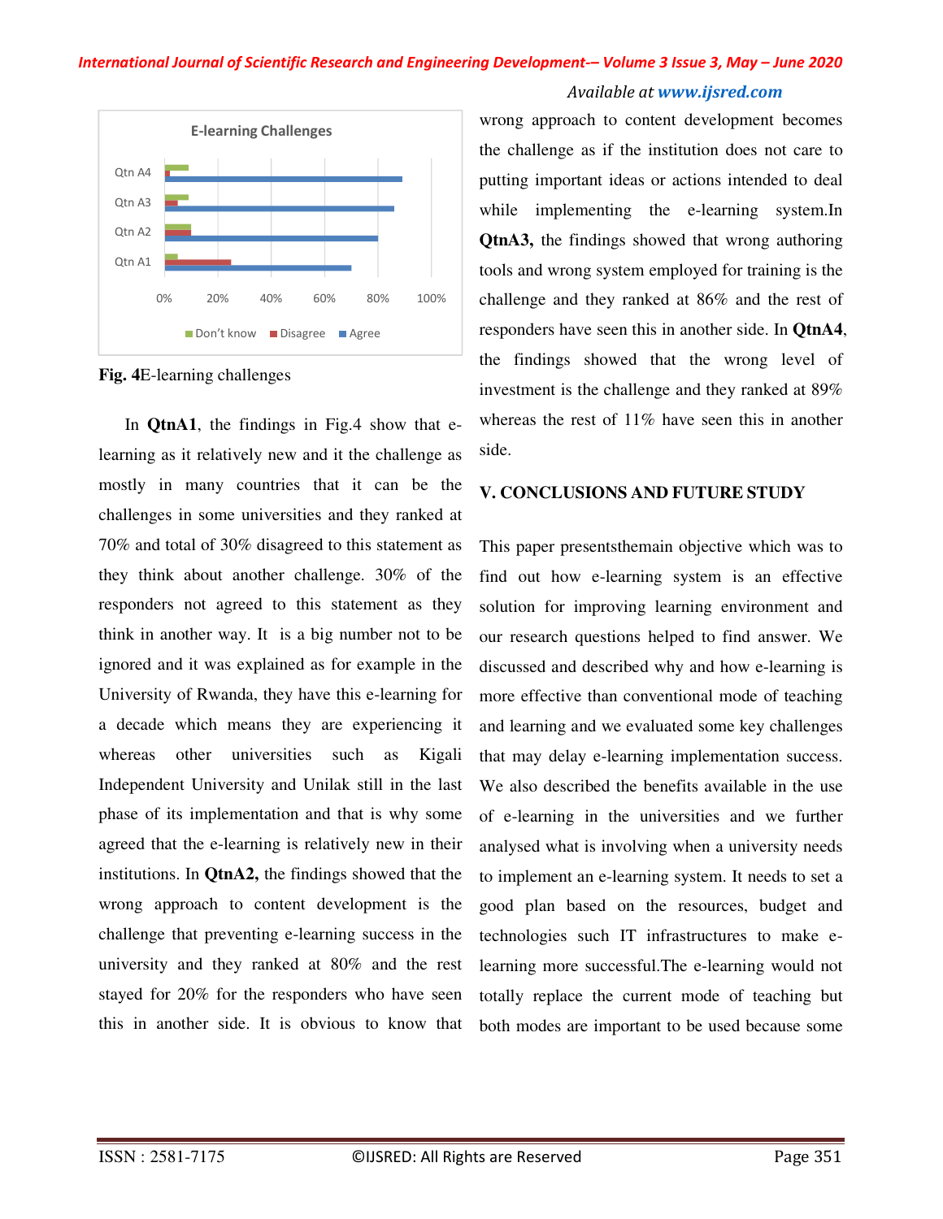**Fig. 4**E-learning challenges

In **QtnA1**, the findings in Fig.4 show that e-learning as it relatively new and it the challenge as mostly in many countries that it can be the challenges in some universities and they ranked at 70% and total of 30% disagreed to this statement as they think about another challenge. 30% of the responders not agreed to this statement as they think in another way. It is a big number not to be ignored and it was explained as for example in the University of Rwanda, they have this e-learning for a decade which means they are experiencing it whereas other universities such as Kigali Independent University and Unilak still in the last phase of its implementation and that is why some agreed that the e-learning is relatively new in their institutions. In **QtnA2,** the findings showed that the wrong approach to content development is the challenge that preventing e-learning success in the university and they ranked at 80% and the rest stayed for 20% for the responders who have seen this in another side. It is obvious to know that wrong approach to content development becomes the challenge as if the institution does not care to putting important ideas or actions intended to deal while implementing the e-learning system.In **QtnA3,** the findings showed that wrong authoring tools and wrong system employed for training is the challenge and they ranked at 86% and the rest of responders have seen this in another side. In **QtnA4**, the findings showed that the wrong level of investment is the challenge and they ranked at 89% whereas the rest of 11% have seen this in another side.

## V. CONCLUSIONS AND FUTURE STUDY

This paper presentsthemain objective which was to find out how e-learning system is an effective solution for improving learning environment and our research questions helped to find answer. We discussed and described why and how e-learning is more effective than conventional mode of teaching and learning and we evaluated some key challenges that may delay e-learning implementation success. We also described the benefits available in the use of e-learning in the universities and we further analysed what is involving when a university needs to implement an e-learning system. It needs to set a good plan based on the resources, budget and technologies such IT infrastructures to make e-learning more successful.The e-learning would not totally replace the current mode of teaching but both modes are important to be used because some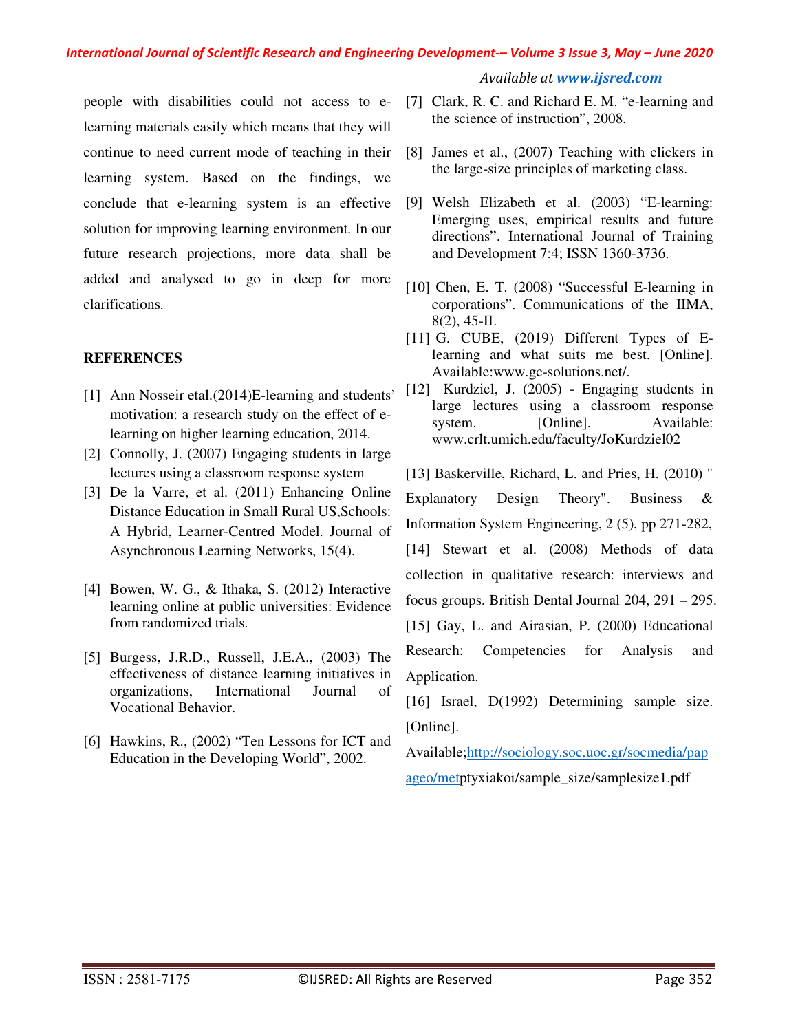people with disabilities could not access to e-learning materials easily which means that they will continue to need current mode of teaching in their learning system. Based on the findings, we conclude that e-learning system is an effective solution for improving learning environment. In our future research projections, more data shall be added and analysed to go in deep for more clarifications.

## REFERENCES

[1] Ann Nosseir etal.(2014)E-learning and students' motivation: a research study on the effect of e-learning on higher learning education, 2014.

[2] Connolly, J. (2007) Engaging students in large lectures using a classroom response system

[3] De la Varre, et al. (2011) Enhancing Online Distance Education in Small Rural US,Schools: A Hybrid, Learner-Centred Model. Journal of Asynchronous Learning Networks, 15(4).

[4] Bowen, W. G., & Ithaka, S. (2012) Interactive learning online at public universities: Evidence from randomized trials.

[5] Burgess, J.R.D., Russell, J.E.A., (2003) The effectiveness of distance learning initiatives in organizations, International Journal of Vocational Behavior.

[6] Hawkins, R., (2002) "Ten Lessons for ICT and Education in the Developing World", 2002.

[7] Clark, R. C. and Richard E. M. "e-learning and the science of instruction", 2008.

[8] James et al., (2007) Teaching with clickers in the large-size principles of marketing class.

[9] Welsh Elizabeth et al. (2003) "E-learning: Emerging uses, empirical results and future directions". International Journal of Training and Development 7:4; ISSN 1360-3736.

[10] Chen, E. T. (2008) "Successful E-learning in corporations". Communications of the IIMA, 8(2), 45-II.

[11] G. CUBE, (2019) Different Types of E-learning and what suits me best. [Online]. Available:www.gc-solutions.net/.

[12] Kurdziel, J. (2005) - Engaging students in large lectures using a classroom response system. [Online]. Available: www.crlt.umich.edu/faculty/JoKurdziel02

[13] Baskerville, Richard, L. and Pries, H. (2010) " Explanatory Design Theory". Business & Information System Engineering, 2 (5), pp 271-282,

[14] Stewart et al. (2008) Methods of data collection in qualitative research: interviews and focus groups. British Dental Journal 204, 291 – 295.

[15] Gay, L. and Airasian, P. (2000) Educational Research: Competencies for Analysis and Application.

[16] Israel, D(1992) Determining sample size. [Online]. Available;http://sociology.soc.uoc.gr/socmedia/papageo/metptyxiakoi/sample_size/samplesize1.pdf